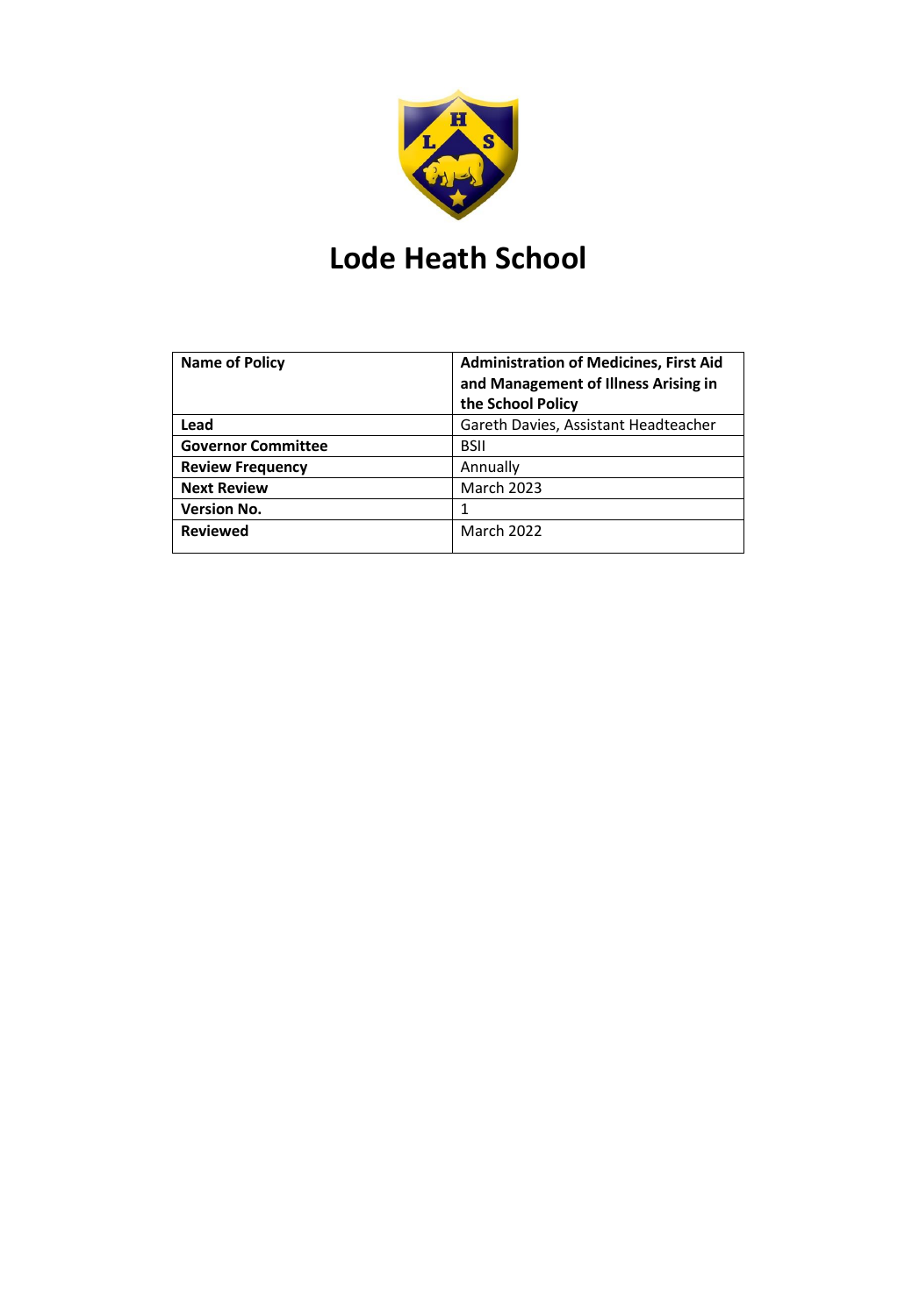# Lode Heath School

| Name of Policy | Administration of Medicines, First Aid and Management of Illness Arising in the School Policy |
|---|---|
| Lead | Gareth Davies, Assistant Headteacher |
| Governor Committee | BSII |
| Review Frequency | Annually |
| Next Review | March 2023 |
| Version No. | 1 |
| Reviewed | March 2022 |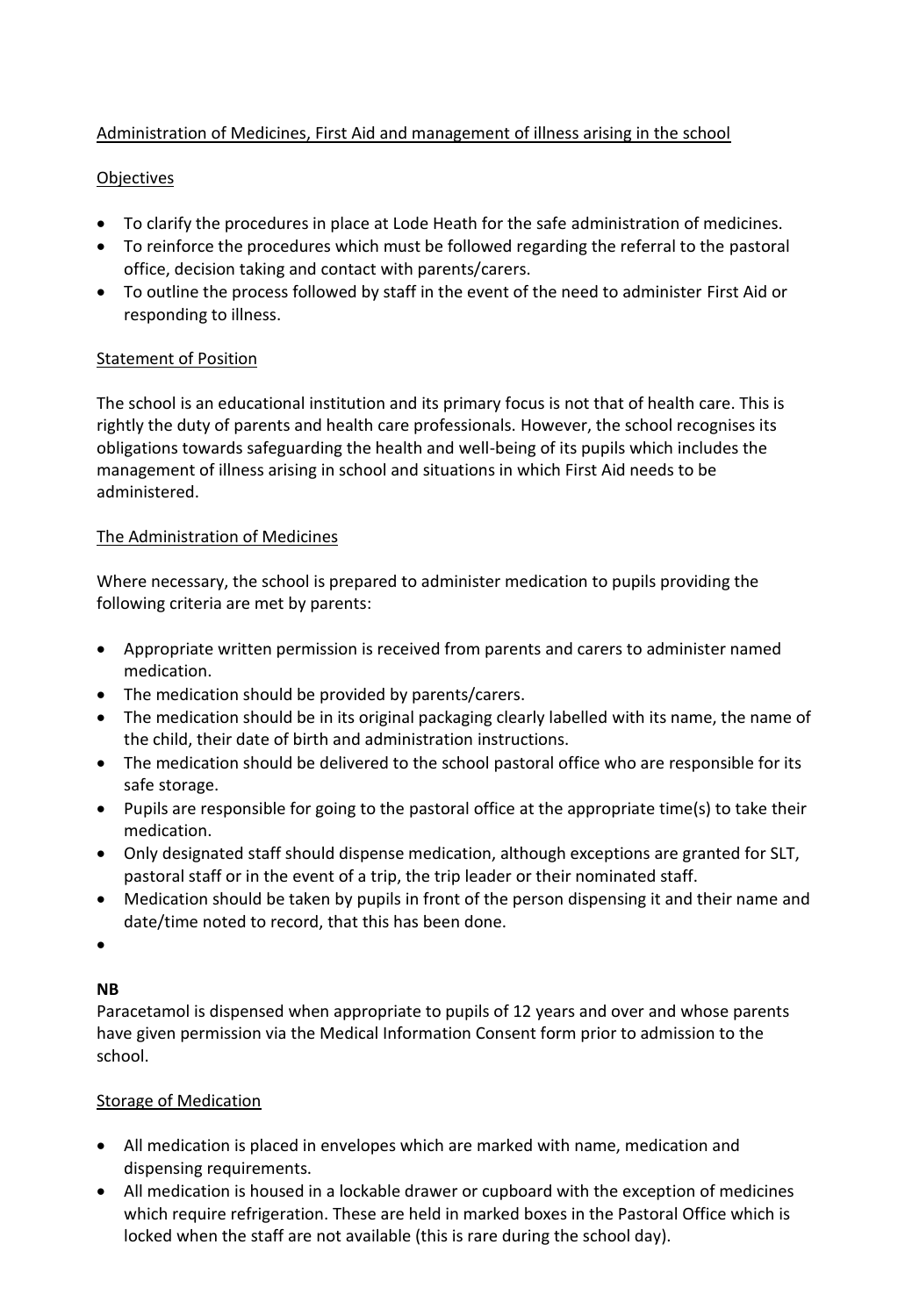Administration of Medicines, First Aid and management of illness arising in the school

Objectives

- To clarify the procedures in place at Lode Heath for the safe administration of medicines.
- To reinforce the procedures which must be followed regarding the referral to the pastoral office, decision taking and contact with parents/carers.
- To outline the process followed by staff in the event of the need to administer First Aid or responding to illness.

Statement of Position

The school is an educational institution and its primary focus is not that of health care. This is rightly the duty of parents and health care professionals. However, the school recognises its obligations towards safeguarding the health and well-being of its pupils which includes the management of illness arising in school and situations in which First Aid needs to be administered.

The Administration of Medicines

Where necessary, the school is prepared to administer medication to pupils providing the following criteria are met by parents:

- Appropriate written permission is received from parents and carers to administer named medication.
- The medication should be provided by parents/carers.
- The medication should be in its original packaging clearly labelled with its name, the name of the child, their date of birth and administration instructions.
- The medication should be delivered to the school pastoral office who are responsible for its safe storage.
- Pupils are responsible for going to the pastoral office at the appropriate time(s) to take their medication.
- Only designated staff should dispense medication, although exceptions are granted for SLT, pastoral staff or in the event of a trip, the trip leader or their nominated staff.
- Medication should be taken by pupils in front of the person dispensing it and their name and date/time noted to record, that this has been done.

**NB**

Paracetamol is dispensed when appropriate to pupils of 12 years and over and whose parents have given permission via the Medical Information Consent form prior to admission to the school.

Storage of Medication

- All medication is placed in envelopes which are marked with name, medication and dispensing requirements.
- All medication is housed in a lockable drawer or cupboard with the exception of medicines which require refrigeration. These are held in marked boxes in the Pastoral Office which is locked when the staff are not available (this is rare during the school day).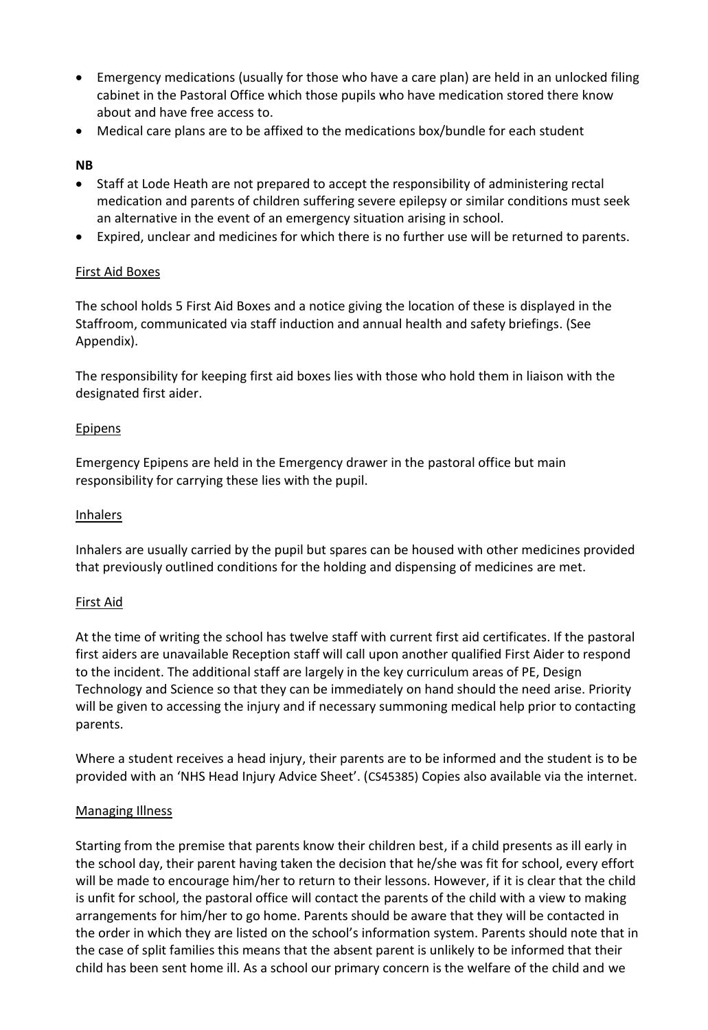- Emergency medications (usually for those who have a care plan) are held in an unlocked filing cabinet in the Pastoral Office which those pupils who have medication stored there know about and have free access to.
- Medical care plans are to be affixed to the medications box/bundle for each student

**NB**

- Staff at Lode Heath are not prepared to accept the responsibility of administering rectal medication and parents of children suffering severe epilepsy or similar conditions must seek an alternative in the event of an emergency situation arising in school.
- Expired, unclear and medicines for which there is no further use will be returned to parents.

<u>First Aid Boxes</u>

The school holds 5 First Aid Boxes and a notice giving the location of these is displayed in the Staffroom, communicated via staff induction and annual health and safety briefings. (See Appendix).

The responsibility for keeping first aid boxes lies with those who hold them in liaison with the designated first aider.

<u>Epipens</u>

Emergency Epipens are held in the Emergency drawer in the pastoral office but main responsibility for carrying these lies with the pupil.

<u>Inhalers</u>

Inhalers are usually carried by the pupil but spares can be housed with other medicines provided that previously outlined conditions for the holding and dispensing of medicines are met.

<u>First Aid</u>

At the time of writing the school has twelve staff with current first aid certificates. If the pastoral first aiders are unavailable Reception staff will call upon another qualified First Aider to respond to the incident. The additional staff are largely in the key curriculum areas of PE, Design Technology and Science so that they can be immediately on hand should the need arise. Priority will be given to accessing the injury and if necessary summoning medical help prior to contacting parents.

Where a student receives a head injury, their parents are to be informed and the student is to be provided with an 'NHS Head Injury Advice Sheet'. (CS45385) Copies also available via the internet.

<u>Managing Illness</u>

Starting from the premise that parents know their children best, if a child presents as ill early in the school day, their parent having taken the decision that he/she was fit for school, every effort will be made to encourage him/her to return to their lessons. However, if it is clear that the child is unfit for school, the pastoral office will contact the parents of the child with a view to making arrangements for him/her to go home. Parents should be aware that they will be contacted in the order in which they are listed on the school's information system. Parents should note that in the case of split families this means that the absent parent is unlikely to be informed that their child has been sent home ill. As a school our primary concern is the welfare of the child and we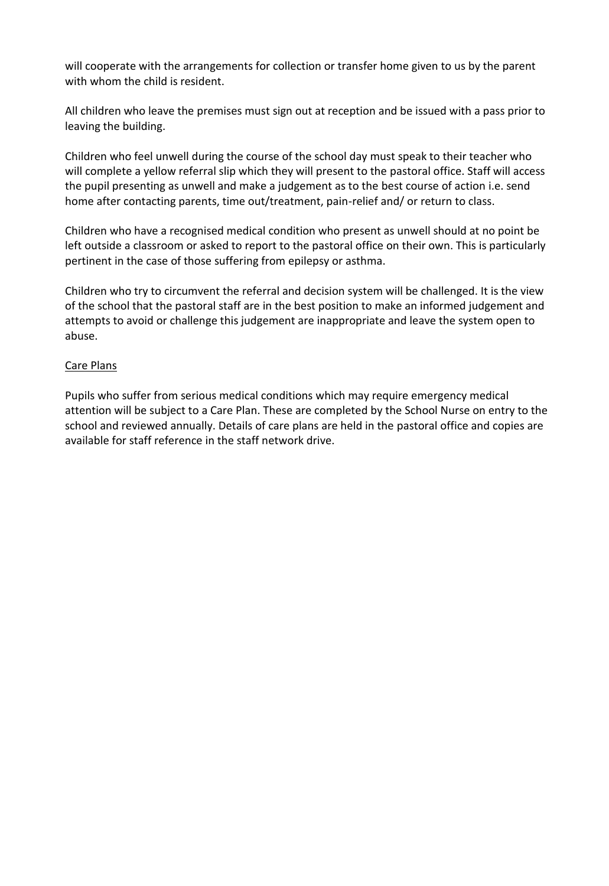will cooperate with the arrangements for collection or transfer home given to us by the parent with whom the child is resident.

All children who leave the premises must sign out at reception and be issued with a pass prior to leaving the building.

Children who feel unwell during the course of the school day must speak to their teacher who will complete a yellow referral slip which they will present to the pastoral office. Staff will access the pupil presenting as unwell and make a judgement as to the best course of action i.e. send home after contacting parents, time out/treatment, pain-relief and/ or return to class.

Children who have a recognised medical condition who present as unwell should at no point be left outside a classroom or asked to report to the pastoral office on their own. This is particularly pertinent in the case of those suffering from epilepsy or asthma.

Children who try to circumvent the referral and decision system will be challenged. It is the view of the school that the pastoral staff are in the best position to make an informed judgement and attempts to avoid or challenge this judgement are inappropriate and leave the system open to abuse.

<u>Care Plans</u>

Pupils who suffer from serious medical conditions which may require emergency medical attention will be subject to a Care Plan. These are completed by the School Nurse on entry to the school and reviewed annually. Details of care plans are held in the pastoral office and copies are available for staff reference in the staff network drive.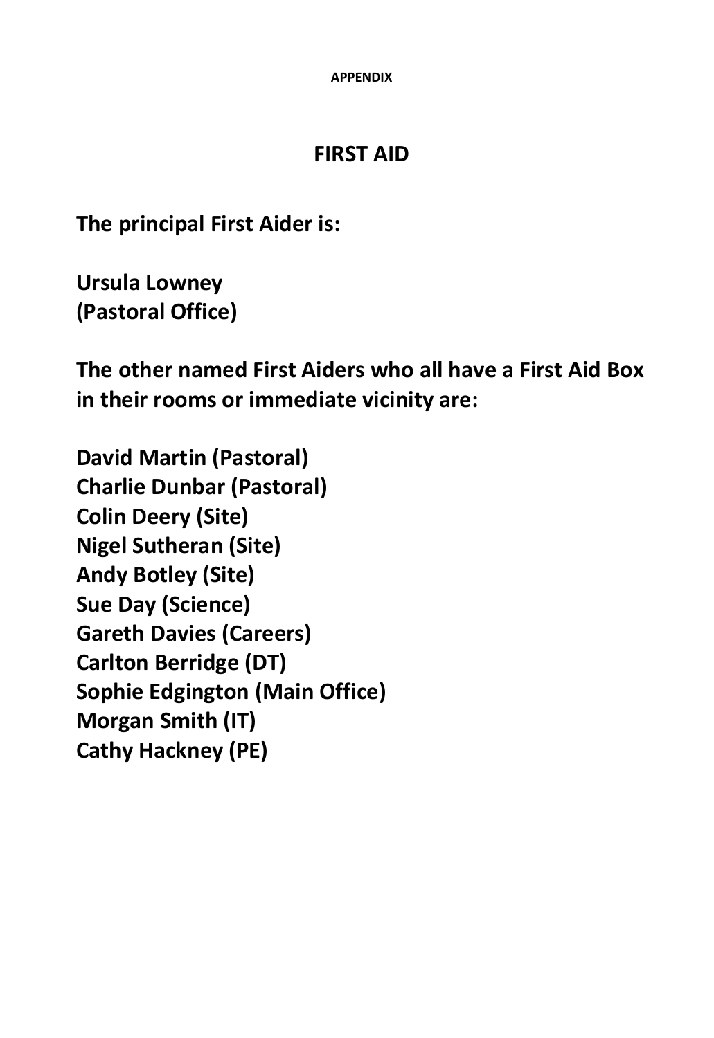APPENDIX

# FIRST AID

**The principal First Aider is:**

**Ursula Lowney**
**(Pastoral Office)**

**The other named First Aiders who all have a First Aid Box in their rooms or immediate vicinity are:**

**David Martin (Pastoral)**
**Charlie Dunbar (Pastoral)**
**Colin Deery (Site)**
**Nigel Sutheran (Site)**
**Andy Botley (Site)**
**Sue Day (Science)**
**Gareth Davies (Careers)**
**Carlton Berridge (DT)**
**Sophie Edgington (Main Office)**
**Morgan Smith (IT)**
**Cathy Hackney (PE)**